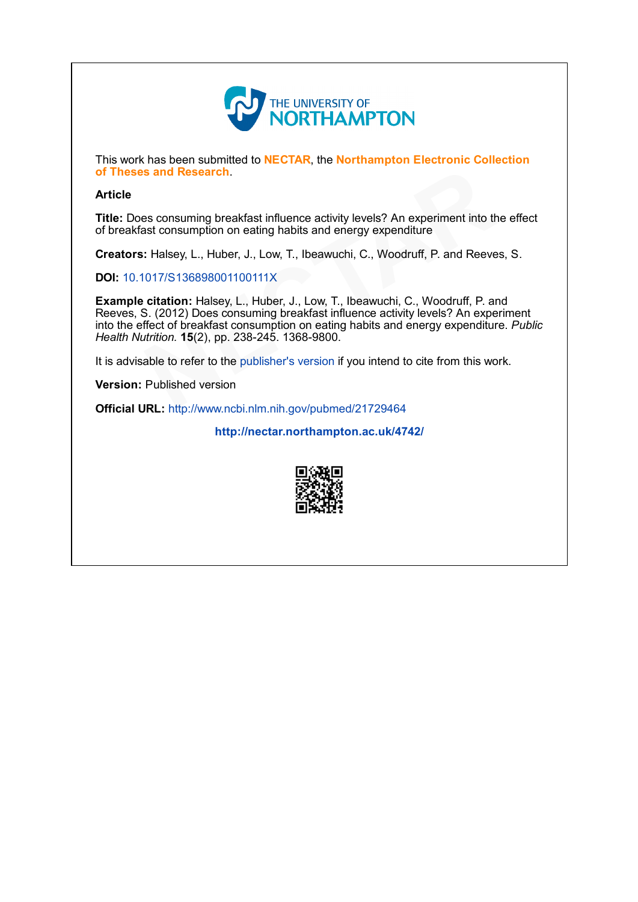THE UNIVERSITY OF NORTHAMPTON

This work has been submitted to **NECTAR**, the **Northampton Electronic Collection of Theses and Research**.

**Article**

**Title:** Does consuming breakfast influence activity levels? An experiment into the effect of breakfast consumption on eating habits and energy expenditure

**Creators:** Halsey, L., Huber, J., Low, T., Ibeawuchi, C., Woodruff, P. and Reeves, S.

**DOI:** 10.1017/S136898001100111X

**Example citation:** Halsey, L., Huber, J., Low, T., Ibeawuchi, C., Woodruff, P. and Reeves, S. (2012) Does consuming breakfast influence activity levels? An experiment into the effect of breakfast consumption on eating habits and energy expenditure. *Public Health Nutrition.* **15**(2), pp. 238-245. 1368-9800.

It is advisable to refer to the publisher's version if you intend to cite from this work.

**Version:** Published version

**Official URL:** http://www.ncbi.nlm.nih.gov/pubmed/21729464

**http://nectar.northampton.ac.uk/4742/**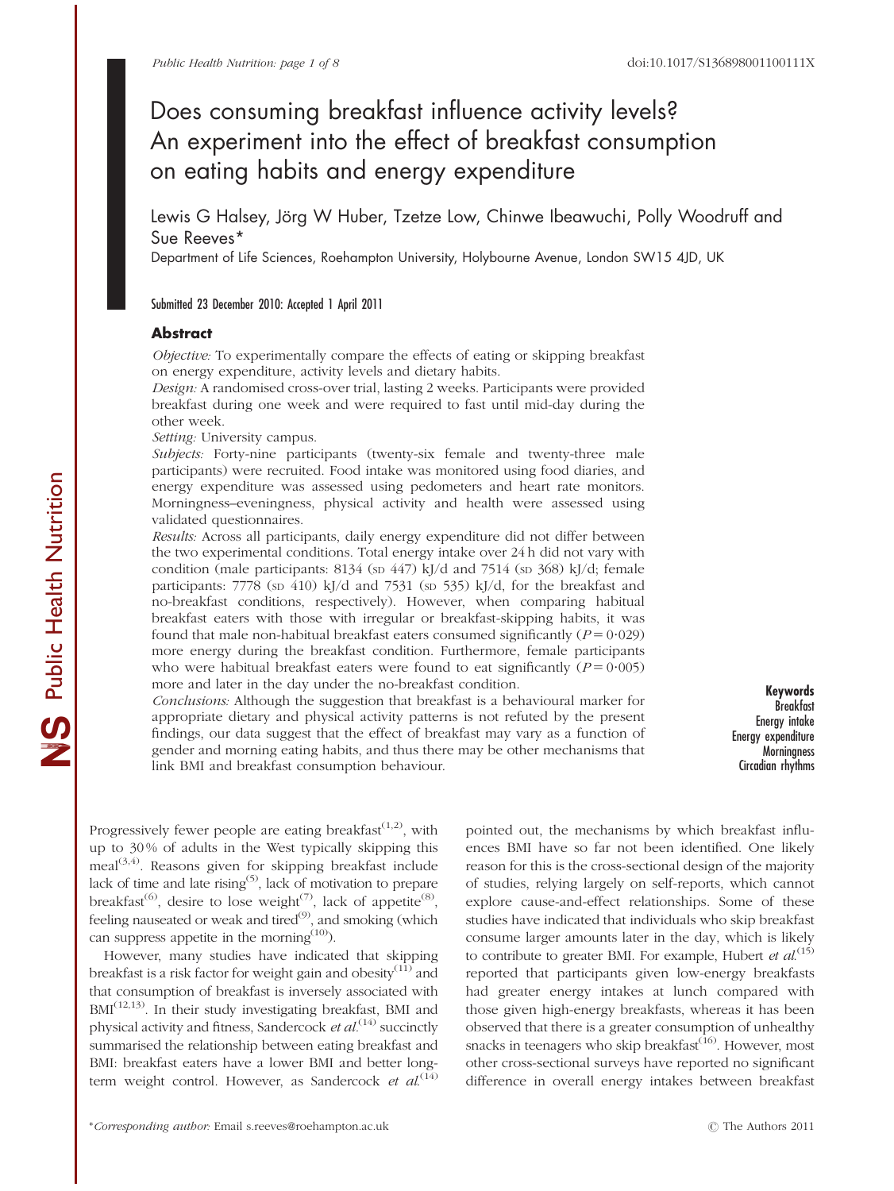# Does consuming breakfast influence activity levels? An experiment into the effect of breakfast consumption on eating habits and energy expenditure

Lewis G Halsey, Jörg W Huber, Tzetze Low, Chinwe Ibeawuchi, Polly Woodruff and Sue Reeves*

Department of Life Sciences, Roehampton University, Holybourne Avenue, London SW15 4JD, UK

Submitted 23 December 2010: Accepted 1 April 2011

## Abstract

*Objective:* To experimentally compare the effects of eating or skipping breakfast on energy expenditure, activity levels and dietary habits.

*Design:* A randomised cross-over trial, lasting 2 weeks. Participants were provided breakfast during one week and were required to fast until mid-day during the other week.

*Setting:* University campus.

*Subjects:* Forty-nine participants (twenty-six female and twenty-three male participants) were recruited. Food intake was monitored using food diaries, and energy expenditure was assessed using pedometers and heart rate monitors. Morningness–eveningness, physical activity and health were assessed using validated questionnaires.

*Results:* Across all participants, daily energy expenditure did not differ between the two experimental conditions. Total energy intake over 24 h did not vary with condition (male participants: 8134 (SD 447) kJ/d and 7514 (SD 368) kJ/d; female participants: 7778 (SD 410) kJ/d and 7531 (SD 535) kJ/d, for the breakfast and no-breakfast conditions, respectively). However, when comparing habitual breakfast eaters with those with irregular or breakfast-skipping habits, it was found that male non-habitual breakfast eaters consumed significantly ($P = 0{\cdot}029$) more energy during the breakfast condition. Furthermore, female participants who were habitual breakfast eaters were found to eat significantly ($P = 0{\cdot}005$) more and later in the day under the no-breakfast condition.

*Conclusions:* Although the suggestion that breakfast is a behavioural marker for appropriate dietary and physical activity patterns is not refuted by the present findings, our data suggest that the effect of breakfast may vary as a function of gender and morning eating habits, and thus there may be other mechanisms that link BMI and breakfast consumption behaviour.

**Keywords**
Breakfast
Energy intake
Energy expenditure
Morningness
Circadian rhythms

Progressively fewer people are eating breakfast[1,2], with up to 30 % of adults in the West typically skipping this meal[3,4]. Reasons given for skipping breakfast include lack of time and late rising[5], lack of motivation to prepare breakfast[6], desire to lose weight[7], lack of appetite[8], feeling nauseated or weak and tired[9], and smoking (which can suppress appetite in the morning[10]).

However, many studies have indicated that skipping breakfast is a risk factor for weight gain and obesity[11] and that consumption of breakfast is inversely associated with BMI[12,13]. In their study investigating breakfast, BMI and physical activity and fitness, Sandercock *et al.*[14] succinctly summarised the relationship between eating breakfast and BMI: breakfast eaters have a lower BMI and better long-term weight control. However, as Sandercock *et al.*[14] pointed out, the mechanisms by which breakfast influences BMI have so far not been identified. One likely reason for this is the cross-sectional design of the majority of studies, relying largely on self-reports, which cannot explore cause-and-effect relationships. Some of these studies have indicated that individuals who skip breakfast consume larger amounts later in the day, which is likely to contribute to greater BMI. For example, Hubert *et al.*[15] reported that participants given low-energy breakfasts had greater energy intakes at lunch compared with those given high-energy breakfasts, whereas it has been observed that there is a greater consumption of unhealthy snacks in teenagers who skip breakfast[16]. However, most other cross-sectional surveys have reported no significant difference in overall energy intakes between breakfast

*Corresponding author: Email s.reeves@roehampton.ac.uk

© The Authors 2011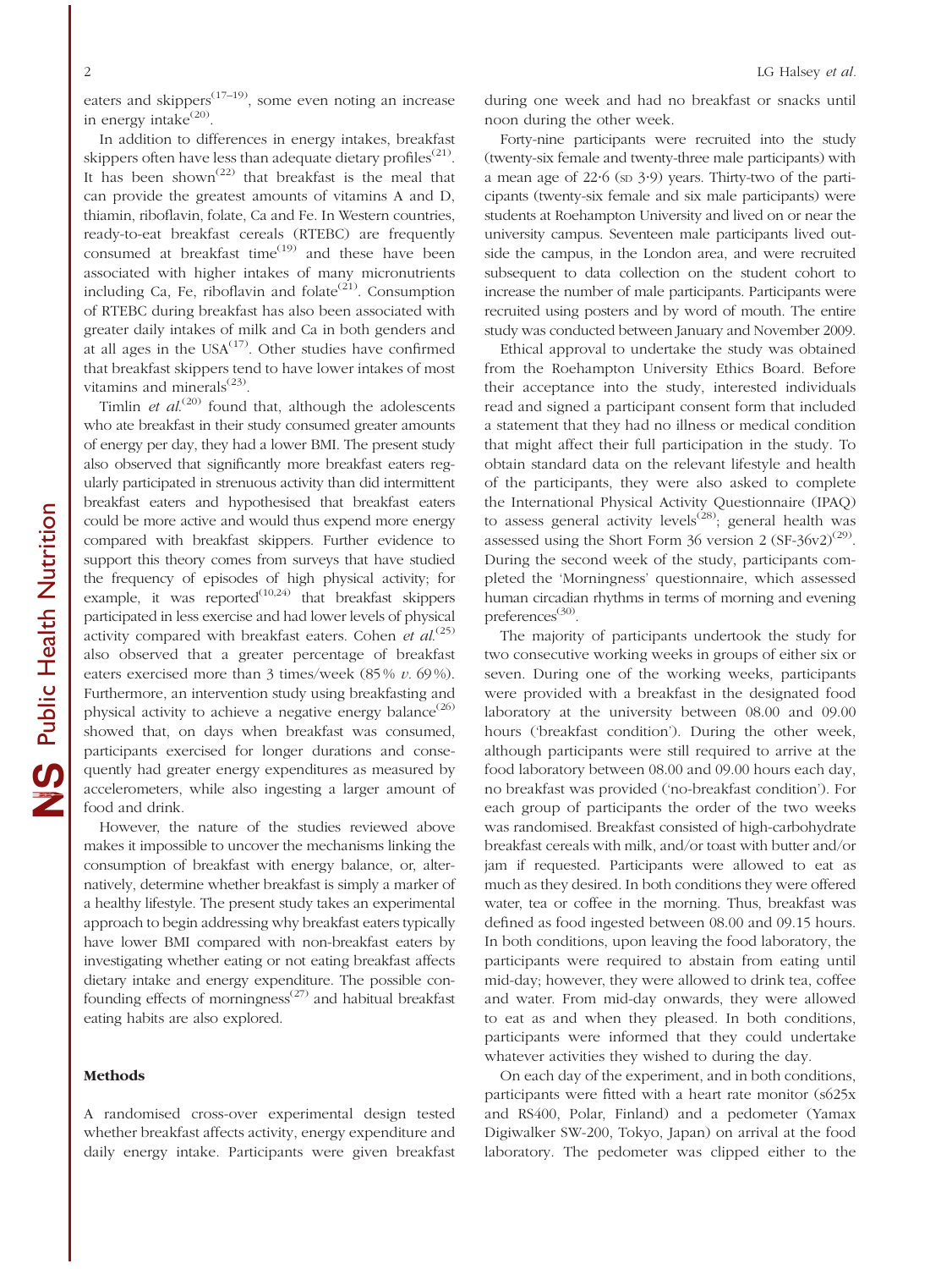eaters and skippers[17–19], some even noting an increase in energy intake[20].

In addition to differences in energy intakes, breakfast skippers often have less than adequate dietary profiles[21]. It has been shown[22] that breakfast is the meal that can provide the greatest amounts of vitamins A and D, thiamin, riboflavin, folate, Ca and Fe. In Western countries, ready-to-eat breakfast cereals (RTEBC) are frequently consumed at breakfast time[19] and these have been associated with higher intakes of many micronutrients including Ca, Fe, riboflavin and folate[21]. Consumption of RTEBC during breakfast has also been associated with greater daily intakes of milk and Ca in both genders and at all ages in the USA[17]. Other studies have confirmed that breakfast skippers tend to have lower intakes of most vitamins and minerals[23].

Timlin *et al.*[20] found that, although the adolescents who ate breakfast in their study consumed greater amounts of energy per day, they had a lower BMI. The present study also observed that significantly more breakfast eaters regularly participated in strenuous activity than did intermittent breakfast eaters and hypothesised that breakfast eaters could be more active and would thus expend more energy compared with breakfast skippers. Further evidence to support this theory comes from surveys that have studied the frequency of episodes of high physical activity; for example, it was reported[10,24] that breakfast skippers participated in less exercise and had lower levels of physical activity compared with breakfast eaters. Cohen *et al.*[25] also observed that a greater percentage of breakfast eaters exercised more than 3 times/week (85 % *v.* 69 %). Furthermore, an intervention study using breakfasting and physical activity to achieve a negative energy balance[26] showed that, on days when breakfast was consumed, participants exercised for longer durations and consequently had greater energy expenditures as measured by accelerometers, while also ingesting a larger amount of food and drink.

However, the nature of the studies reviewed above makes it impossible to uncover the mechanisms linking the consumption of breakfast with energy balance, or, alternatively, determine whether breakfast is simply a marker of a healthy lifestyle. The present study takes an experimental approach to begin addressing why breakfast eaters typically have lower BMI compared with non-breakfast eaters by investigating whether eating or not eating breakfast affects dietary intake and energy expenditure. The possible confounding effects of morningness[27] and habitual breakfast eating habits are also explored.

## Methods

A randomised cross-over experimental design tested whether breakfast affects activity, energy expenditure and daily energy intake. Participants were given breakfast during one week and had no breakfast or snacks until noon during the other week.

Forty-nine participants were recruited into the study (twenty-six female and twenty-three male participants) with a mean age of 22·6 (SD 3·9) years. Thirty-two of the participants (twenty-six female and six male participants) were students at Roehampton University and lived on or near the university campus. Seventeen male participants lived outside the campus, in the London area, and were recruited subsequent to data collection on the student cohort to increase the number of male participants. Participants were recruited using posters and by word of mouth. The entire study was conducted between January and November 2009.

Ethical approval to undertake the study was obtained from the Roehampton University Ethics Board. Before their acceptance into the study, interested individuals read and signed a participant consent form that included a statement that they had no illness or medical condition that might affect their full participation in the study. To obtain standard data on the relevant lifestyle and health of the participants, they were also asked to complete the International Physical Activity Questionnaire (IPAQ) to assess general activity levels[28]; general health was assessed using the Short Form 36 version 2 (SF-36v2)[29]. During the second week of the study, participants completed the 'Morningness' questionnaire, which assessed human circadian rhythms in terms of morning and evening preferences[30].

The majority of participants undertook the study for two consecutive working weeks in groups of either six or seven. During one of the working weeks, participants were provided with a breakfast in the designated food laboratory at the university between 08.00 and 09.00 hours ('breakfast condition'). During the other week, although participants were still required to arrive at the food laboratory between 08.00 and 09.00 hours each day, no breakfast was provided ('no-breakfast condition'). For each group of participants the order of the two weeks was randomised. Breakfast consisted of high-carbohydrate breakfast cereals with milk, and/or toast with butter and/or jam if requested. Participants were allowed to eat as much as they desired. In both conditions they were offered water, tea or coffee in the morning. Thus, breakfast was defined as food ingested between 08.00 and 09.15 hours. In both conditions, upon leaving the food laboratory, the participants were required to abstain from eating until mid-day; however, they were allowed to drink tea, coffee and water. From mid-day onwards, they were allowed to eat as and when they pleased. In both conditions, participants were informed that they could undertake whatever activities they wished to during the day.

On each day of the experiment, and in both conditions, participants were fitted with a heart rate monitor (s625x and RS400, Polar, Finland) and a pedometer (Yamax Digiwalker SW-200, Tokyo, Japan) on arrival at the food laboratory. The pedometer was clipped either to the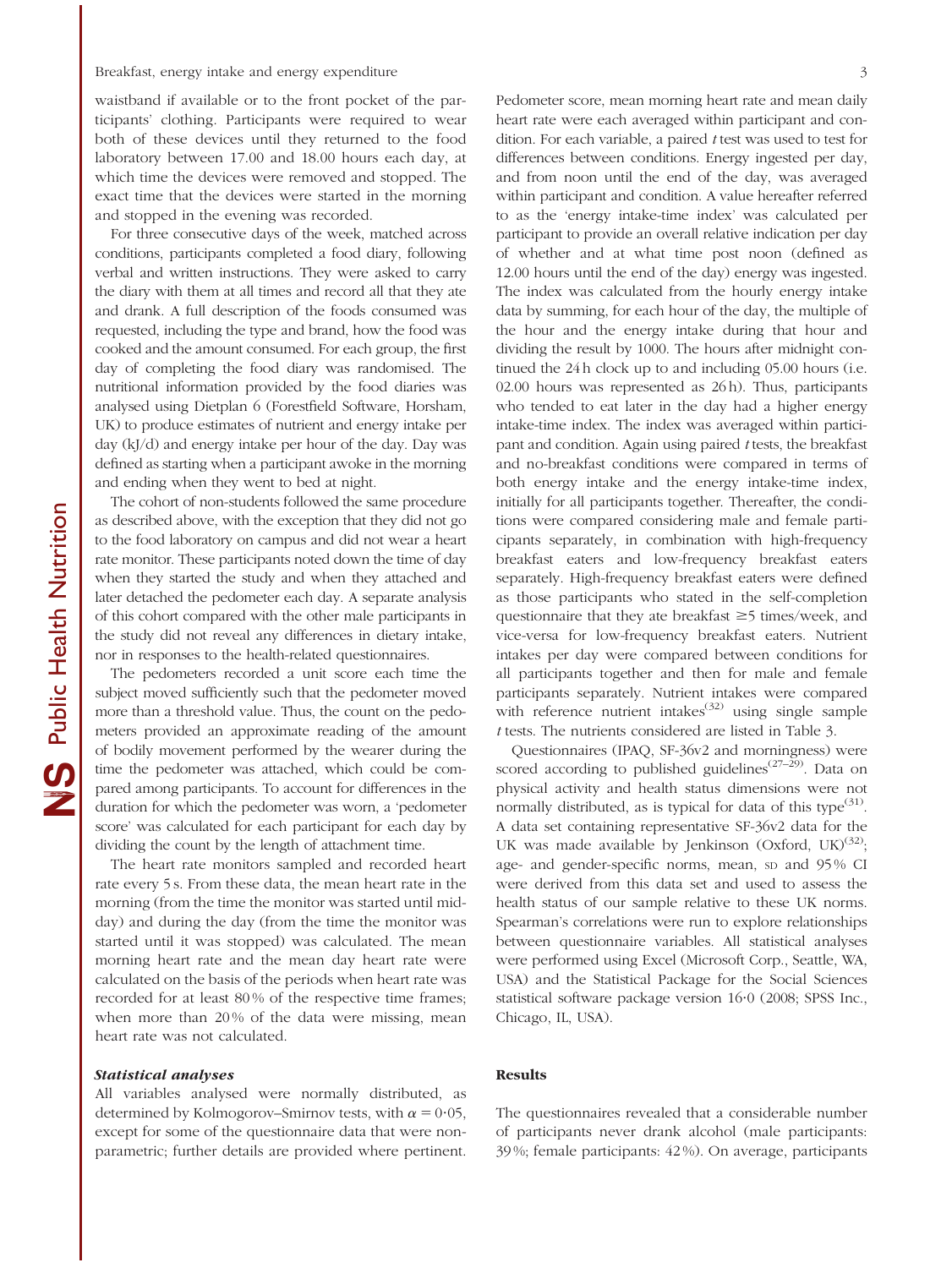waistband if available or to the front pocket of the participants' clothing. Participants were required to wear both of these devices until they returned to the food laboratory between 17.00 and 18.00 hours each day, at which time the devices were removed and stopped. The exact time that the devices were started in the morning and stopped in the evening was recorded.

For three consecutive days of the week, matched across conditions, participants completed a food diary, following verbal and written instructions. They were asked to carry the diary with them at all times and record all that they ate and drank. A full description of the foods consumed was requested, including the type and brand, how the food was cooked and the amount consumed. For each group, the first day of completing the food diary was randomised. The nutritional information provided by the food diaries was analysed using Dietplan 6 (Forestfield Software, Horsham, UK) to produce estimates of nutrient and energy intake per day (kJ/d) and energy intake per hour of the day. Day was defined as starting when a participant awoke in the morning and ending when they went to bed at night.

The cohort of non-students followed the same procedure as described above, with the exception that they did not go to the food laboratory on campus and did not wear a heart rate monitor. These participants noted down the time of day when they started the study and when they attached and later detached the pedometer each day. A separate analysis of this cohort compared with the other male participants in the study did not reveal any differences in dietary intake, nor in responses to the health-related questionnaires.

The pedometers recorded a unit score each time the subject moved sufficiently such that the pedometer moved more than a threshold value. Thus, the count on the pedometers provided an approximate reading of the amount of bodily movement performed by the wearer during the time the pedometer was attached, which could be compared among participants. To account for differences in the duration for which the pedometer was worn, a 'pedometer score' was calculated for each participant for each day by dividing the count by the length of attachment time.

The heart rate monitors sampled and recorded heart rate every 5 s. From these data, the mean heart rate in the morning (from the time the monitor was started until midday) and during the day (from the time the monitor was started until it was stopped) was calculated. The mean morning heart rate and the mean day heart rate were calculated on the basis of the periods when heart rate was recorded for at least 80 % of the respective time frames; when more than 20 % of the data were missing, mean heart rate was not calculated.

### *Statistical analyses*

All variables analysed were normally distributed, as determined by Kolmogorov–Smirnov tests, with $\alpha = 0{\cdot}05$, except for some of the questionnaire data that were nonparametric; further details are provided where pertinent. Pedometer score, mean morning heart rate and mean daily heart rate were each averaged within participant and condition. For each variable, a paired *t* test was used to test for differences between conditions. Energy ingested per day, and from noon until the end of the day, was averaged within participant and condition. A value hereafter referred to as the 'energy intake-time index' was calculated per participant to provide an overall relative indication per day of whether and at what time post noon (defined as 12.00 hours until the end of the day) energy was ingested. The index was calculated from the hourly energy intake data by summing, for each hour of the day, the multiple of the hour and the energy intake during that hour and dividing the result by 1000. The hours after midnight continued the 24 h clock up to and including 05.00 hours (i.e. 02.00 hours was represented as 26 h). Thus, participants who tended to eat later in the day had a higher energy intake-time index. The index was averaged within participant and condition. Again using paired *t* tests, the breakfast and no-breakfast conditions were compared in terms of both energy intake and the energy intake-time index, initially for all participants together. Thereafter, the conditions were compared considering male and female participants separately, in combination with high-frequency breakfast eaters and low-frequency breakfast eaters separately. High-frequency breakfast eaters were defined as those participants who stated in the self-completion questionnaire that they ate breakfast $\geq 5$ times/week, and vice-versa for low-frequency breakfast eaters. Nutrient intakes per day were compared between conditions for all participants together and then for male and female participants separately. Nutrient intakes were compared with reference nutrient intakes[32] using single sample *t* tests. The nutrients considered are listed in Table 3.

Questionnaires (IPAQ, SF-36v2 and morningness) were scored according to published guidelines[27–29]. Data on physical activity and health status dimensions were not normally distributed, as is typical for data of this type[31]. A data set containing representative SF-36v2 data for the UK was made available by Jenkinson (Oxford, UK)[32]; age- and gender-specific norms, mean, SD and 95 % CI were derived from this data set and used to assess the health status of our sample relative to these UK norms. Spearman's correlations were run to explore relationships between questionnaire variables. All statistical analyses were performed using Excel (Microsoft Corp., Seattle, WA, USA) and the Statistical Package for the Social Sciences statistical software package version 16·0 (2008; SPSS Inc., Chicago, IL, USA).

## Results

The questionnaires revealed that a considerable number of participants never drank alcohol (male participants: 39 %; female participants: 42 %). On average, participants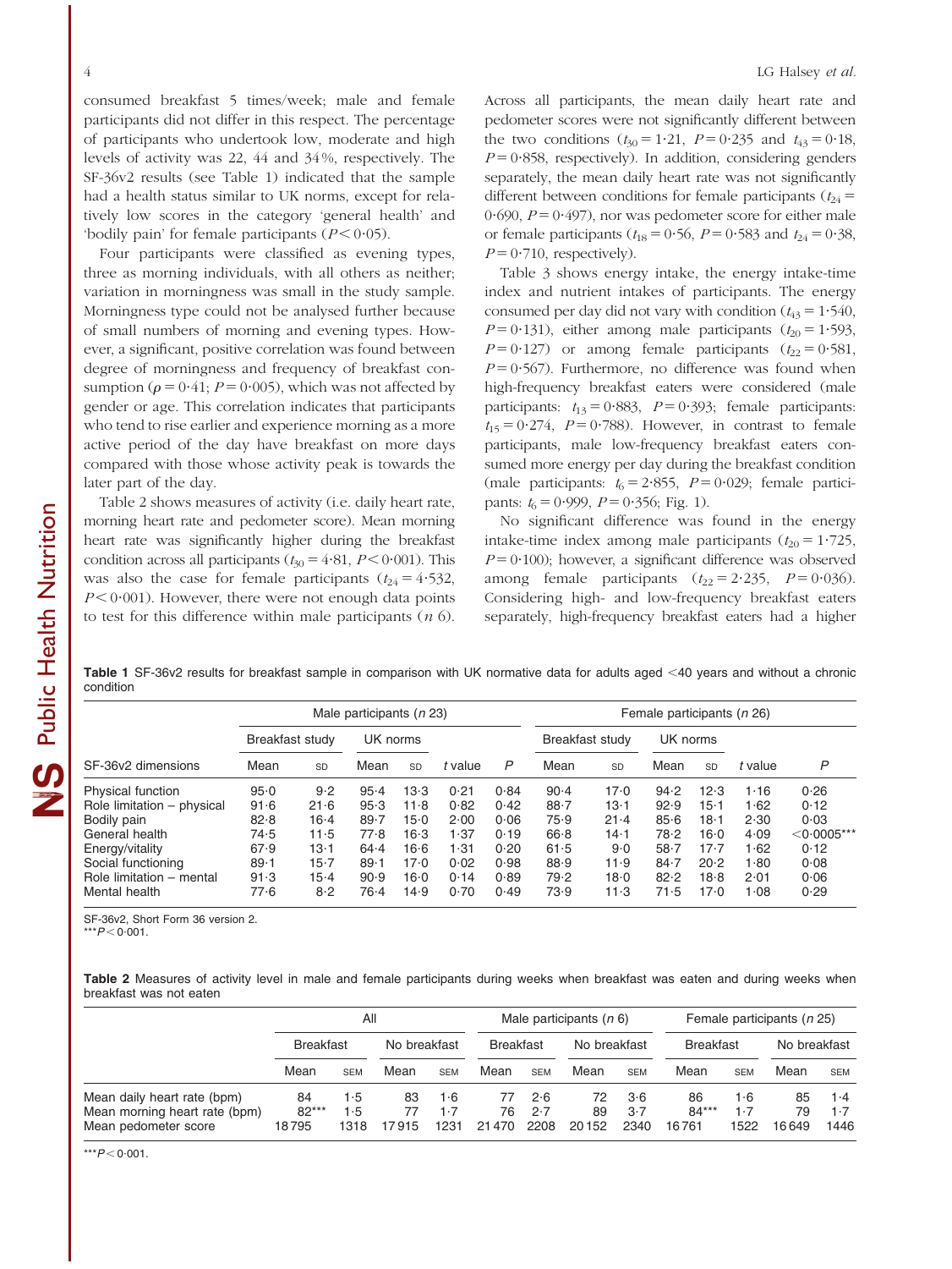consumed breakfast 5 times/week; male and female participants did not differ in this respect. The percentage of participants who undertook low, moderate and high levels of activity was 22, 44 and 34%, respectively. The SF-36v2 results (see Table 1) indicated that the sample had a health status similar to UK norms, except for relatively low scores in the category 'general health' and 'bodily pain' for female participants ($P < 0.05$).

Four participants were classified as evening types, three as morning individuals, with all others as neither; variation in morningness was small in the study sample. Morningness type could not be analysed further because of small numbers of morning and evening types. However, a significant, positive correlation was found between degree of morningness and frequency of breakfast consumption ($\rho = 0.41$; $P = 0.005$), which was not affected by gender or age. This correlation indicates that participants who tend to rise earlier and experience morning as a more active period of the day have breakfast on more days compared with those whose activity peak is towards the later part of the day.

Table 2 shows measures of activity (i.e. daily heart rate, morning heart rate and pedometer score). Mean morning heart rate was significantly higher during the breakfast condition across all participants ($t_{30} = 4.81$, $P < 0.001$). This was also the case for female participants ($t_{24} = 4.532$, $P < 0.001$). However, there were not enough data points to test for this difference within male participants (*n* 6).

Across all participants, the mean daily heart rate and pedometer scores were not significantly different between the two conditions ($t_{30} = 1.21$, $P = 0.235$ and $t_{43} = 0.18$, $P = 0.858$, respectively). In addition, considering genders separately, the mean daily heart rate was not significantly different between conditions for female participants ($t_{24} = 0.690$, $P = 0.497$), nor was pedometer score for either male or female participants ($t_{18} = 0.56$, $P = 0.583$ and $t_{24} = 0.38$, $P = 0.710$, respectively).

Table 3 shows energy intake, the energy intake-time index and nutrient intakes of participants. The energy consumed per day did not vary with condition ($t_{43} = 1.540$, $P = 0.131$), either among male participants ($t_{20} = 1.593$, $P = 0.127$) or among female participants ($t_{22} = 0.581$, $P = 0.567$). Furthermore, no difference was found when high-frequency breakfast eaters were considered (male participants: $t_{13} = 0.883$, $P = 0.393$; female participants: $t_{15} = 0.274$, $P = 0.788$). However, in contrast to female participants, male low-frequency breakfast eaters consumed more energy per day during the breakfast condition (male participants: $t_6 = 2.855$, $P = 0.029$; female participants: $t_6 = 0.999$, $P = 0.356$; Fig. 1).

No significant difference was found in the energy intake-time index among male participants ($t_{20} = 1.725$, $P = 0.100$); however, a significant difference was observed among female participants ($t_{22} = 2.235$, $P = 0.036$). Considering high- and low-frequency breakfast eaters separately, high-frequency breakfast eaters had a higher

**Table 1** SF-36v2 results for breakfast sample in comparison with UK normative data for adults aged <40 years and without a chronic condition

| | Male participants (*n* 23) | | | | | | Female participants (*n* 26) | | | | | |
|---|---|---|---|---|---|---|---|---|---|---|---|---|
| | Breakfast study | | UK norms | | | | Breakfast study | | UK norms | | | |
| SF-36v2 dimensions | Mean | SD | Mean | SD | *t* value | *P* | Mean | SD | Mean | SD | *t* value | *P* |
| Physical function | 95·0 | 9·2 | 95·4 | 13·3 | 0·21 | 0·84 | 90·4 | 17·0 | 94·2 | 12·3 | 1·16 | 0·26 |
| Role limitation – physical | 91·6 | 21·6 | 95·3 | 11·8 | 0·82 | 0·42 | 88·7 | 13·1 | 92·9 | 15·1 | 1·62 | 0·12 |
| Bodily pain | 82·8 | 16·4 | 89·7 | 15·0 | 2·00 | 0·06 | 75·9 | 21·4 | 85·6 | 18·1 | 2·30 | 0·03 |
| General health | 74·5 | 11·5 | 77·8 | 16·3 | 1·37 | 0·19 | 66·8 | 14·1 | 78·2 | 16·0 | 4·09 | <0·0005*** |
| Energy/vitality | 67·9 | 13·1 | 64·4 | 16·6 | 1·31 | 0·20 | 61·5 | 9·0 | 58·7 | 17·7 | 1·62 | 0·12 |
| Social functioning | 89·1 | 15·7 | 89·1 | 17·0 | 0·02 | 0·98 | 88·9 | 11·9 | 84·7 | 20·2 | 1·80 | 0·08 |
| Role limitation – mental | 91·3 | 15·4 | 90·9 | 16·0 | 0·14 | 0·89 | 79·2 | 18·0 | 82·2 | 18·8 | 2·01 | 0·06 |
| Mental health | 77·6 | 8·2 | 76·4 | 14·9 | 0·70 | 0·49 | 73·9 | 11·3 | 71·5 | 17·0 | 1·08 | 0·29 |

SF-36v2, Short Form 36 version 2.
***$P < 0.001$.

**Table 2** Measures of activity level in male and female participants during weeks when breakfast was eaten and during weeks when breakfast was not eaten

| | All | | | | Male participants (*n* 6) | | | | Female participants (*n* 25) | | | |
|---|---|---|---|---|---|---|---|---|---|---|---|---|
| | Breakfast | | No breakfast | | Breakfast | | No breakfast | | Breakfast | | No breakfast | |
| | Mean | SEM | Mean | SEM | Mean | SEM | Mean | SEM | Mean | SEM | Mean | SEM |
| Mean daily heart rate (bpm) | 84 | 1·5 | 83 | 1·6 | 77 | 2·6 | 72 | 3·6 | 86 | 1·6 | 85 | 1·4 |
| Mean morning heart rate (bpm) | 82*** | 1·5 | 77 | 1·7 | 76 | 2·7 | 89 | 3·7 | 84*** | 1·7 | 79 | 1·7 |
| Mean pedometer score | 18795 | 1318 | 17915 | 1231 | 21470 | 2208 | 20152 | 2340 | 16761 | 1522 | 16649 | 1446 |

***$P < 0.001$.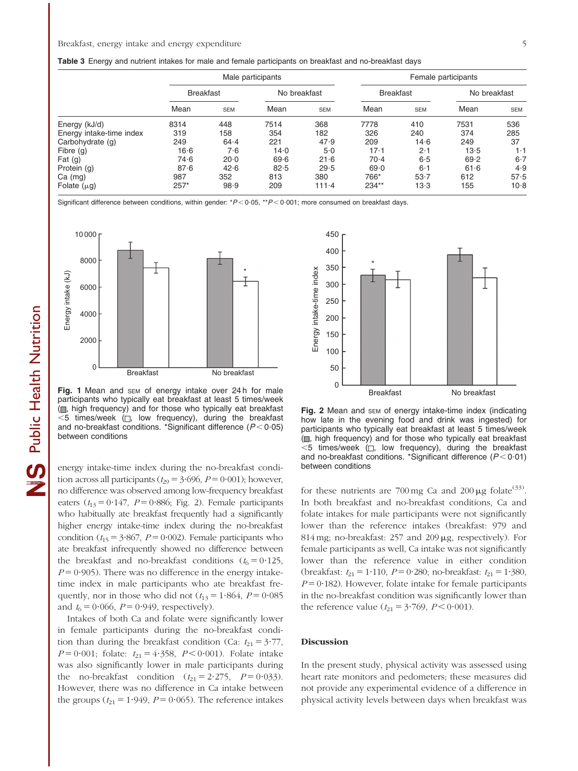**Table 3** Energy and nutrient intakes for male and female participants on breakfast and no-breakfast days

| | Male participants | | | | Female participants | | | |
|---|---|---|---|---|---|---|---|---|
| | Breakfast | | No breakfast | | Breakfast | | No breakfast | |
| | Mean | SEM | Mean | SEM | Mean | SEM | Mean | SEM |
| Energy (kJ/d) | 8314 | 448 | 7514 | 368 | 7778 | 410 | 7531 | 536 |
| Energy intake-time index | 319 | 158 | 354 | 182 | 326 | 240 | 374 | 285 |
| Carbohydrate (g) | 249 | 64·4 | 221 | 47·9 | 209 | 14·6 | 249 | 37 |
| Fibre (g) | 16·6 | 7·6 | 14·0 | 5·0 | 17·1 | 2·1 | 13·5 | 1·1 |
| Fat (g) | 74·6 | 20·0 | 69·6 | 21·6 | 70·4 | 6·5 | 69·2 | 6·7 |
| Protein (g) | 87·6 | 42·6 | 82·5 | 29·5 | 69·0 | 6·1 | 61·6 | 4·9 |
| Ca (mg) | 987 | 352 | 813 | 380 | 766* | 53·7 | 612 | 57·5 |
| Folate (μg) | 257* | 98·9 | 209 | 111·4 | 234** | 13·3 | 155 | 10·8 |

Significant difference between conditions, within gender: *$P<0·05$, **$P<0·001$; more consumed on breakfast days.

**Fig. 1** Mean and SEM of energy intake over 24 h for male participants who typically eat breakfast at least 5 times/week (■, high frequency) and for those who typically eat breakfast <5 times/week (□, low frequency), during the breakfast and no-breakfast conditions. *Significant difference ($P<0·05$) between conditions

**Fig. 2** Mean and SEM of energy intake-time index (indicating how late in the evening food and drink was ingested) for participants who typically eat breakfast at least 5 times/week (■, high frequency) and for those who typically eat breakfast <5 times/week (□, low frequency), during the breakfast and no-breakfast conditions. *Significant difference ($P<0·01$) between conditions

energy intake-time index during the no-breakfast condition across all participants ($t_{29}=3·696$, $P=0·001$); however, no difference was observed among low-frequency breakfast eaters ($t_{13}=0·147$, $P=0·886$; Fig. 2). Female participants who habitually ate breakfast frequently had a significantly higher energy intake-time index during the no-breakfast condition ($t_{15}=3·867$, $P=0·002$). Female participants who ate breakfast infrequently showed no difference between the breakfast and no-breakfast conditions ($t_6=0·125$, $P=0·905$). There was no difference in the energy intake-time index in male participants who ate breakfast frequently, nor in those who did not ($t_{13}=1·864$, $P=0·085$ and $t_6=0·066$, $P=0·949$, respectively).

Intakes of both Ca and folate were significantly lower in female participants during the no-breakfast condition than during the breakfast condition (Ca: $t_{21}=3·77$, $P=0·001$; folate: $t_{21}=4·358$, $P<0·001$). Folate intake was also significantly lower in male participants during the no-breakfast condition ($t_{21}=2·275$, $P=0·033$). However, there was no difference in Ca intake between the groups ($t_{21}=1·949$, $P=0·065$). The reference intakes for these nutrients are 700 mg Ca and 200 μg folate[33]. In both breakfast and no-breakfast conditions, Ca and folate intakes for male participants were not significantly lower than the reference intakes (breakfast: 979 and 814 mg; no-breakfast: 257 and 209 μg, respectively). For female participants as well, Ca intake was not significantly lower than the reference value in either condition (breakfast: $t_{21}=1·110$, $P=0·280$; no-breakfast: $t_{21}=1·380$, $P=0·182$). However, folate intake for female participants in the no-breakfast condition was significantly lower than the reference value ($t_{21}=3·769$, $P<0·001$).

## Discussion

In the present study, physical activity was assessed using heart rate monitors and pedometers; these measures did not provide any experimental evidence of a difference in physical activity levels between days when breakfast was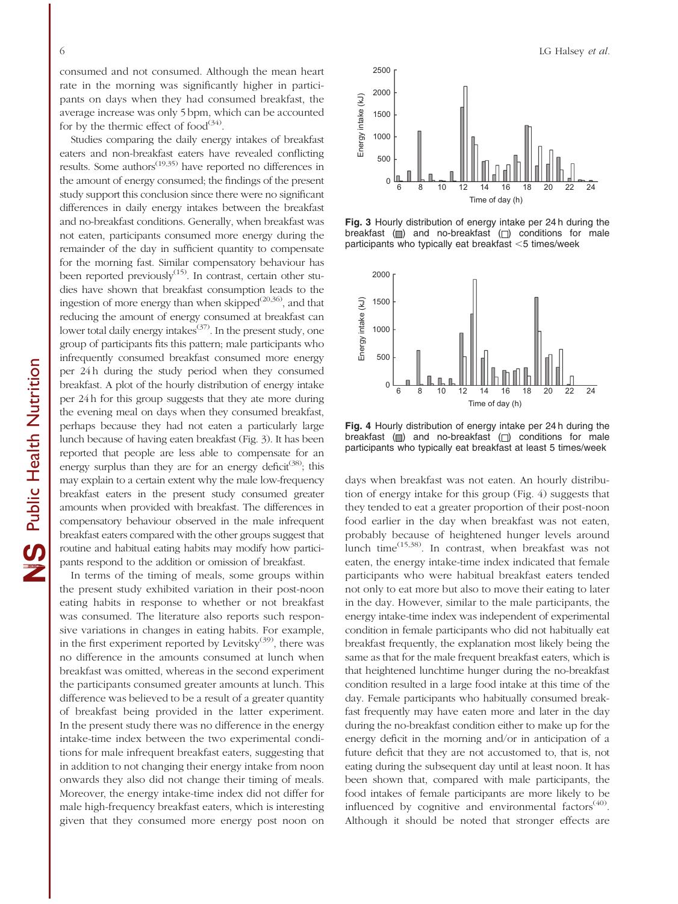consumed and not consumed. Although the mean heart rate in the morning was significantly higher in participants on days when they had consumed breakfast, the average increase was only 5 bpm, which can be accounted for by the thermic effect of food[34].

Studies comparing the daily energy intakes of breakfast eaters and non-breakfast eaters have revealed conflicting results. Some authors[19,35] have reported no differences in the amount of energy consumed; the findings of the present study support this conclusion since there were no significant differences in daily energy intakes between the breakfast and no-breakfast conditions. Generally, when breakfast was not eaten, participants consumed more energy during the remainder of the day in sufficient quantity to compensate for the morning fast. Similar compensatory behaviour has been reported previously[15]. In contrast, certain other studies have shown that breakfast consumption leads to the ingestion of more energy than when skipped[20,36], and that reducing the amount of energy consumed at breakfast can lower total daily energy intakes[37]. In the present study, one group of participants fits this pattern; male participants who infrequently consumed breakfast consumed more energy per 24 h during the study period when they consumed breakfast. A plot of the hourly distribution of energy intake per 24 h for this group suggests that they ate more during the evening meal on days when they consumed breakfast, perhaps because they had not eaten a particularly large lunch because of having eaten breakfast (Fig. 3). It has been reported that people are less able to compensate for an energy surplus than they are for an energy deficit[38]; this may explain to a certain extent why the male low-frequency breakfast eaters in the present study consumed greater amounts when provided with breakfast. The differences in compensatory behaviour observed in the male infrequent breakfast eaters compared with the other groups suggest that routine and habitual eating habits may modify how participants respond to the addition or omission of breakfast.

In terms of the timing of meals, some groups within the present study exhibited variation in their post-noon eating habits in response to whether or not breakfast was consumed. The literature also reports such responsive variations in changes in eating habits. For example, in the first experiment reported by Levitsky[39], there was no difference in the amounts consumed at lunch when breakfast was omitted, whereas in the second experiment the participants consumed greater amounts at lunch. This difference was believed to be a result of a greater quantity of breakfast being provided in the latter experiment. In the present study there was no difference in the energy intake-time index between the two experimental conditions for male infrequent breakfast eaters, suggesting that in addition to not changing their energy intake from noon onwards they also did not change their timing of meals. Moreover, the energy intake-time index did not differ for male high-frequency breakfast eaters, which is interesting given that they consumed more energy post noon on

Fig. 3 Hourly distribution of energy intake per 24 h during the breakfast (▩) and no-breakfast (□) conditions for male participants who typically eat breakfast <5 times/week

Fig. 4 Hourly distribution of energy intake per 24 h during the breakfast (▩) and no-breakfast (□) conditions for male participants who typically eat breakfast at least 5 times/week

days when breakfast was not eaten. An hourly distribution of energy intake for this group (Fig. 4) suggests that they tended to eat a greater proportion of their post-noon food earlier in the day when breakfast was not eaten, probably because of heightened hunger levels around lunch time[15,38]. In contrast, when breakfast was not eaten, the energy intake-time index indicated that female participants who were habitual breakfast eaters tended not only to eat more but also to move their eating to later in the day. However, similar to the male participants, the energy intake-time index was independent of experimental condition in female participants who did not habitually eat breakfast frequently, the explanation most likely being the same as that for the male frequent breakfast eaters, which is that heightened lunchtime hunger during the no-breakfast condition resulted in a large food intake at this time of the day. Female participants who habitually consumed breakfast frequently may have eaten more and later in the day during the no-breakfast condition either to make up for the energy deficit in the morning and/or in anticipation of a future deficit that they are not accustomed to, that is, not eating during the subsequent day until at least noon. It has been shown that, compared with male participants, the food intakes of female participants are more likely to be influenced by cognitive and environmental factors[40]. Although it should be noted that stronger effects are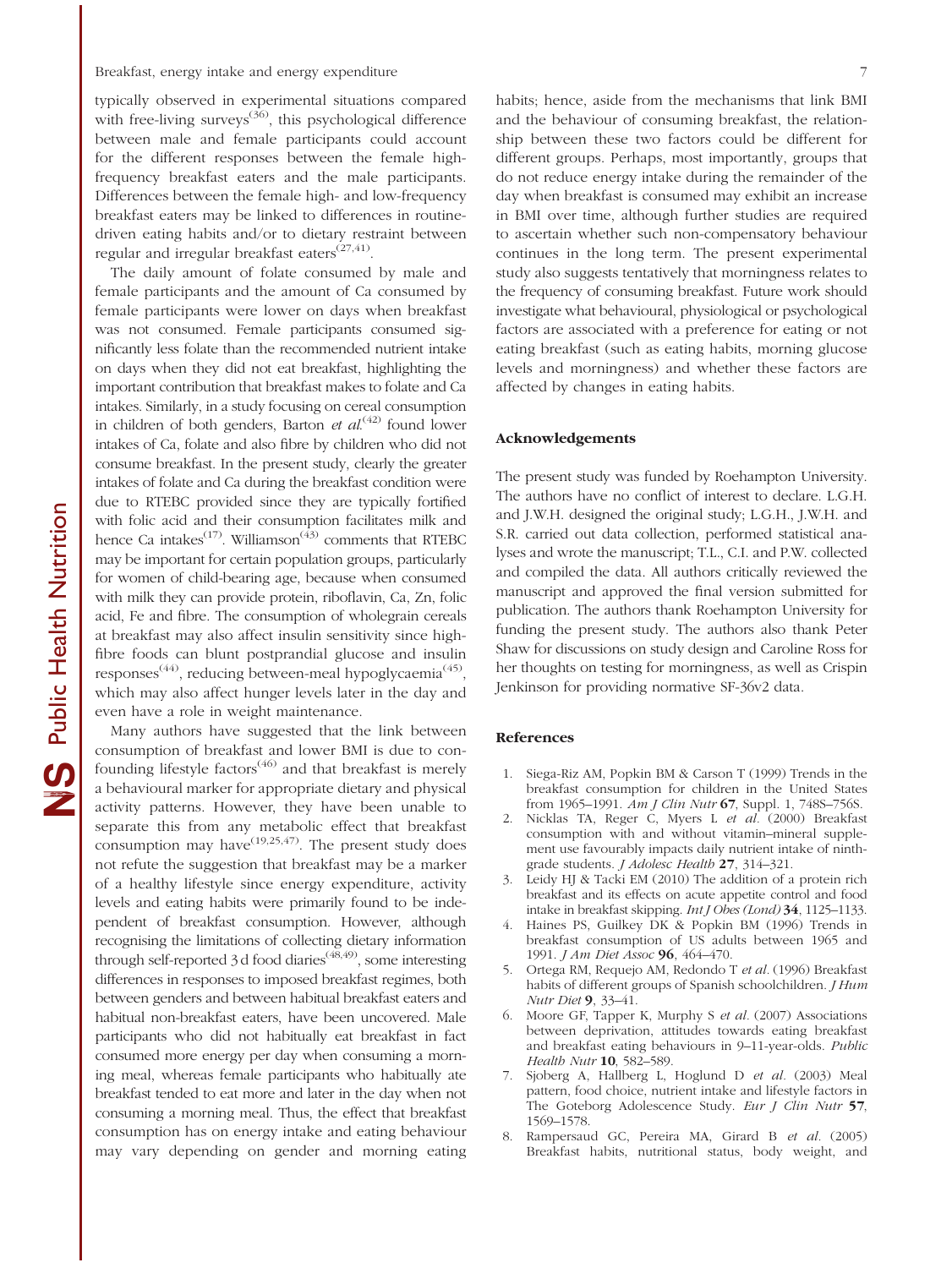typically observed in experimental situations compared with free-living surveys[36], this psychological difference between male and female participants could account for the different responses between the female high-frequency breakfast eaters and the male participants. Differences between the female high- and low-frequency breakfast eaters may be linked to differences in routine-driven eating habits and/or to dietary restraint between regular and irregular breakfast eaters[27,41].

The daily amount of folate consumed by male and female participants and the amount of Ca consumed by female participants were lower on days when breakfast was not consumed. Female participants consumed significantly less folate than the recommended nutrient intake on days when they did not eat breakfast, highlighting the important contribution that breakfast makes to folate and Ca intakes. Similarly, in a study focusing on cereal consumption in children of both genders, Barton *et al.*[42] found lower intakes of Ca, folate and also fibre by children who did not consume breakfast. In the present study, clearly the greater intakes of folate and Ca during the breakfast condition were due to RTEBC provided since they are typically fortified with folic acid and their consumption facilitates milk and hence Ca intakes[17]. Williamson[43] comments that RTEBC may be important for certain population groups, particularly for women of child-bearing age, because when consumed with milk they can provide protein, riboflavin, Ca, Zn, folic acid, Fe and fibre. The consumption of wholegrain cereals at breakfast may also affect insulin sensitivity since high-fibre foods can blunt postprandial glucose and insulin responses[44], reducing between-meal hypoglycaemia[45], which may also affect hunger levels later in the day and even have a role in weight maintenance.

Many authors have suggested that the link between consumption of breakfast and lower BMI is due to confounding lifestyle factors[46] and that breakfast is merely a behavioural marker for appropriate dietary and physical activity patterns. However, they have been unable to separate this from any metabolic effect that breakfast consumption may have[19,25,47]. The present study does not refute the suggestion that breakfast may be a marker of a healthy lifestyle since energy expenditure, activity levels and eating habits were primarily found to be independent of breakfast consumption. However, although recognising the limitations of collecting dietary information through self-reported 3 d food diaries[48,49], some interesting differences in responses to imposed breakfast regimes, both between genders and between habitual breakfast eaters and habitual non-breakfast eaters, have been uncovered. Male participants who did not habitually eat breakfast in fact consumed more energy per day when consuming a morning meal, whereas female participants who habitually ate breakfast tended to eat more and later in the day when not consuming a morning meal. Thus, the effect that breakfast consumption has on energy intake and eating behaviour may vary depending on gender and morning eating habits; hence, aside from the mechanisms that link BMI and the behaviour of consuming breakfast, the relationship between these two factors could be different for different groups. Perhaps, most importantly, groups that do not reduce energy intake during the remainder of the day when breakfast is consumed may exhibit an increase in BMI over time, although further studies are required to ascertain whether such non-compensatory behaviour continues in the long term. The present experimental study also suggests tentatively that morningness relates to the frequency of consuming breakfast. Future work should investigate what behavioural, physiological or psychological factors are associated with a preference for eating or not eating breakfast (such as eating habits, morning glucose levels and morningness) and whether these factors are affected by changes in eating habits.

## Acknowledgements

The present study was funded by Roehampton University. The authors have no conflict of interest to declare. L.G.H. and J.W.H. designed the original study; L.G.H., J.W.H. and S.R. carried out data collection, performed statistical analyses and wrote the manuscript; T.L., C.I. and P.W. collected and compiled the data. All authors critically reviewed the manuscript and approved the final version submitted for publication. The authors thank Roehampton University for funding the present study. The authors also thank Peter Shaw for discussions on study design and Caroline Ross for her thoughts on testing for morningness, as well as Crispin Jenkinson for providing normative SF-36v2 data.

## References

1. Siega-Riz AM, Popkin BM & Carson T (1999) Trends in the breakfast consumption for children in the United States from 1965–1991. *Am J Clin Nutr* **67**, Suppl. 1, 748S–756S.
2. Nicklas TA, Reger C, Myers L *et al.* (2000) Breakfast consumption with and without vitamin–mineral supplement use favourably impacts daily nutrient intake of ninth-grade students. *J Adolesc Health* **27**, 314–321.
3. Leidy HJ & Tacki EM (2010) The addition of a protein rich breakfast and its effects on acute appetite control and food intake in breakfast skipping. *Int J Obes (Lond)* **34**, 1125–1133.
4. Haines PS, Guilkey DK & Popkin BM (1996) Trends in breakfast consumption of US adults between 1965 and 1991. *J Am Diet Assoc* **96**, 464–470.
5. Ortega RM, Requejo AM, Redondo T *et al.* (1996) Breakfast habits of different groups of Spanish schoolchildren. *J Hum Nutr Diet* **9**, 33–41.
6. Moore GF, Tapper K, Murphy S *et al.* (2007) Associations between deprivation, attitudes towards eating breakfast and breakfast eating behaviours in 9–11-year-olds. *Public Health Nutr* **10**, 582–589.
7. Sjoberg A, Hallberg L, Hoglund D *et al.* (2003) Meal pattern, food choice, nutrient intake and lifestyle factors in The Goteborg Adolescence Study. *Eur J Clin Nutr* **57**, 1569–1578.
8. Rampersaud GC, Pereira MA, Girard B *et al.* (2005) Breakfast habits, nutritional status, body weight, and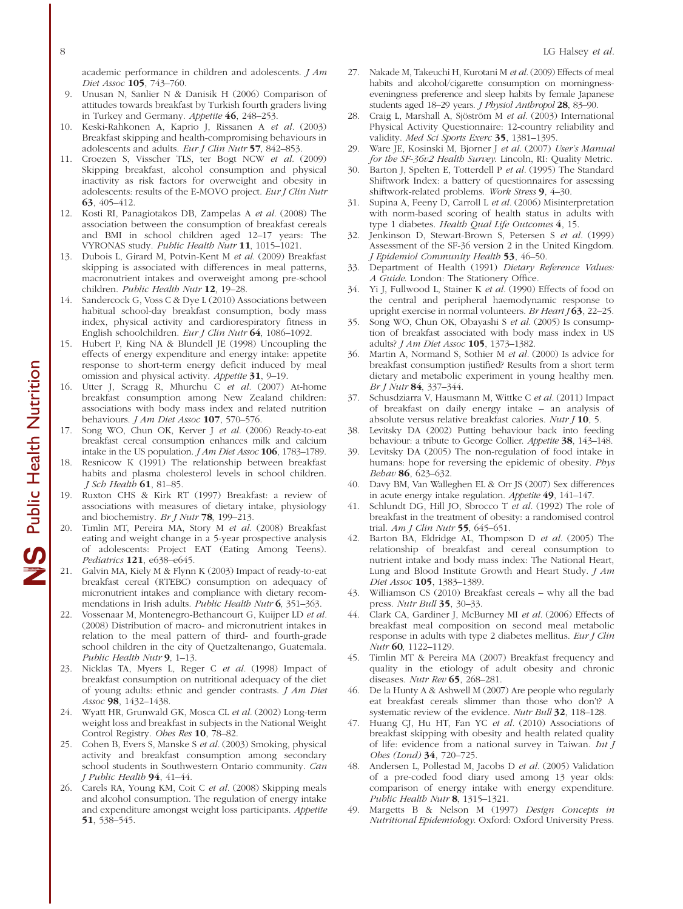academic performance in children and adolescents. *J Am Diet Assoc* **105**, 743–760.

9. Unusan N, Sanlier N & Danisik H (2006) Comparison of attitudes towards breakfast by Turkish fourth graders living in Turkey and Germany. *Appetite* **46**, 248–253.
10. Keski-Rahkonen A, Kaprio J, Rissanen A *et al.* (2003) Breakfast skipping and health-compromising behaviours in adolescents and adults. *Eur J Clin Nutr* **57**, 842–853.
11. Croezen S, Visscher TLS, ter Bogt NCW *et al.* (2009) Skipping breakfast, alcohol consumption and physical inactivity as risk factors for overweight and obesity in adolescents: results of the E-MOVO project. *Eur J Clin Nutr* **63**, 405–412.
12. Kosti RI, Panagiotakos DB, Zampelas A *et al.* (2008) The association between the consumption of breakfast cereals and BMI in school children aged 12–17 years: The VYRONAS study. *Public Health Nutr* **11**, 1015–1021.
13. Dubois L, Girard M, Potvin-Kent M *et al.* (2009) Breakfast skipping is associated with differences in meal patterns, macronutrient intakes and overweight among pre-school children. *Public Health Nutr* **12**, 19–28.
14. Sandercock G, Voss C & Dye L (2010) Associations between habitual school-day breakfast consumption, body mass index, physical activity and cardiorespiratory fitness in English schoolchildren. *Eur J Clin Nutr* **64**, 1086–1092.
15. Hubert P, King NA & Blundell JE (1998) Uncoupling the effects of energy expenditure and energy intake: appetite response to short-term energy deficit induced by meal omission and physical activity. *Appetite* **31**, 9–19.
16. Utter J, Scragg R, Mhurchu C *et al.* (2007) At-home breakfast consumption among New Zealand children: associations with body mass index and related nutrition behaviours. *J Am Diet Assoc* **107**, 570–576.
17. Song WO, Chun OK, Kerver J *et al.* (2006) Ready-to-eat breakfast cereal consumption enhances milk and calcium intake in the US population. *J Am Diet Assoc* **106**, 1783–1789.
18. Resnicow K (1991) The relationship between breakfast habits and plasma cholesterol levels in school children. *J Sch Health* **61**, 81–85.
19. Ruxton CHS & Kirk RT (1997) Breakfast: a review of associations with measures of dietary intake, physiology and biochemistry. *Br J Nutr* **78**, 199–213.
20. Timlin MT, Pereira MA, Story M *et al.* (2008) Breakfast eating and weight change in a 5-year prospective analysis of adolescents: Project EAT (Eating Among Teens). *Pediatrics* **121**, e638–e645.
21. Galvin MA, Kiely M & Flynn K (2003) Impact of ready-to-eat breakfast cereal (RTEBC) consumption on adequacy of micronutrient intakes and compliance with dietary recommendations in Irish adults. *Public Health Nutr* **6**, 351–363.
22. Vossenaar M, Montenegro-Bethancourt G, Kuijper LD *et al.* (2008) Distribution of macro- and micronutrient intakes in relation to the meal pattern of third- and fourth-grade school children in the city of Quetzaltenango, Guatemala. *Public Health Nutr* **9**, 1–13.
23. Nicklas TA, Myers L, Reger C *et al.* (1998) Impact of breakfast consumption on nutritional adequacy of the diet of young adults: ethnic and gender contrasts. *J Am Diet Assoc* **98**, 1432–1438.
24. Wyatt HR, Grunwald GK, Mosca CL *et al.* (2002) Long-term weight loss and breakfast in subjects in the National Weight Control Registry. *Obes Res* **10**, 78–82.
25. Cohen B, Evers S, Manske S *et al.* (2003) Smoking, physical activity and breakfast consumption among secondary school students in Southwestern Ontario community. *Can J Public Health* **94**, 41–44.
26. Carels RA, Young KM, Coit C *et al.* (2008) Skipping meals and alcohol consumption. The regulation of energy intake and expenditure amongst weight loss participants. *Appetite* **51**, 538–545.
27. Nakade M, Takeuchi H, Kurotani M *et al.* (2009) Effects of meal habits and alcohol/cigarette consumption on morningness-eveningness preference and sleep habits by female Japanese students aged 18–29 years. *J Physiol Anthropol* **28**, 83–90.
28. Craig L, Marshall A, Sjöström M *et al.* (2003) International Physical Activity Questionnaire: 12-country reliability and validity. *Med Sci Sports Exerc* **35**, 1381–1395.
29. Ware JE, Kosinski M, Bjorner J *et al.* (2007) *User's Manual for the SF-36v2 Health Survey*. Lincoln, RI: Quality Metric.
30. Barton J, Spelten E, Totterdell P *et al.* (1995) The Standard Shiftwork Index: a battery of questionnaires for assessing shiftwork-related problems. *Work Stress* **9**, 4–30.
31. Supina A, Feeny D, Carroll L *et al.* (2006) Misinterpretation with norm-based scoring of health status in adults with type 1 diabetes. *Health Qual Life Outcomes* **4**, 15.
32. Jenkinson D, Stewart-Brown S, Petersen S *et al.* (1999) Assessment of the SF-36 version 2 in the United Kingdom. *J Epidemiol Community Health* **53**, 46–50.
33. Department of Health (1991) *Dietary Reference Values: A Guide*. London: The Stationery Office.
34. Yi J, Fullwood L, Stainer K *et al.* (1990) Effects of food on the central and peripheral haemodynamic response to upright exercise in normal volunteers. *Br Heart J* **63**, 22–25.
35. Song WO, Chun OK, Obayashi S *et al.* (2005) Is consumption of breakfast associated with body mass index in US adults? *J Am Diet Assoc* **105**, 1373–1382.
36. Martin A, Normand S, Sothier M *et al.* (2000) Is advice for breakfast consumption justified? Results from a short term dietary and metabolic experiment in young healthy men. *Br J Nutr* **84**, 337–344.
37. Schusdziarra V, Hausmann M, Wittke C *et al.* (2011) Impact of breakfast on daily energy intake – an analysis of absolute versus relative breakfast calories. *Nutr J* **10**, 5.
38. Levitsky DA (2002) Putting behaviour back into feeding behaviour: a tribute to George Collier. *Appetite* **38**, 143–148.
39. Levitsky DA (2005) The non-regulation of food intake in humans: hope for reversing the epidemic of obesity. *Phys Behav* **86**, 623–632.
40. Davy BM, Van Walleghen EL & Orr JS (2007) Sex differences in acute energy intake regulation. *Appetite* **49**, 141–147.
41. Schlundt DG, Hill JO, Sbrocco T *et al.* (1992) The role of breakfast in the treatment of obesity: a randomised control trial. *Am J Clin Nutr* **55**, 645–651.
42. Barton BA, Eldridge AL, Thompson D *et al.* (2005) The relationship of breakfast and cereal consumption to nutrient intake and body mass index: The National Heart, Lung and Blood Institute Growth and Heart Study. *J Am Diet Assoc* **105**, 1383–1389.
43. Williamson CS (2010) Breakfast cereals – why all the bad press. *Nutr Bull* **35**, 30–33.
44. Clark CA, Gardiner J, McBurney MI *et al.* (2006) Effects of breakfast meal composition on second meal metabolic response in adults with type 2 diabetes mellitus. *Eur J Clin Nutr* **60**, 1122–1129.
45. Timlin MT & Pereira MA (2007) Breakfast frequency and quality in the etiology of adult obesity and chronic diseases. *Nutr Rev* **65**, 268–281.
46. De la Hunty A & Ashwell M (2007) Are people who regularly eat breakfast cereals slimmer than those who don't? A systematic review of the evidence. *Nutr Bull* **32**, 118–128.
47. Huang CJ, Hu HT, Fan YC *et al.* (2010) Associations of breakfast skipping with obesity and health related quality of life: evidence from a national survey in Taiwan. *Int J Obes (Lond)* **34**, 720–725.
48. Andersen L, Pollestad M, Jacobs D *et al.* (2005) Validation of a pre-coded food diary used among 13 year olds: comparison of energy intake with energy expenditure. *Public Health Nutr* **8**, 1315–1321.
49. Margetts B & Nelson M (1997) *Design Concepts in Nutritional Epidemiology*. Oxford: Oxford University Press.